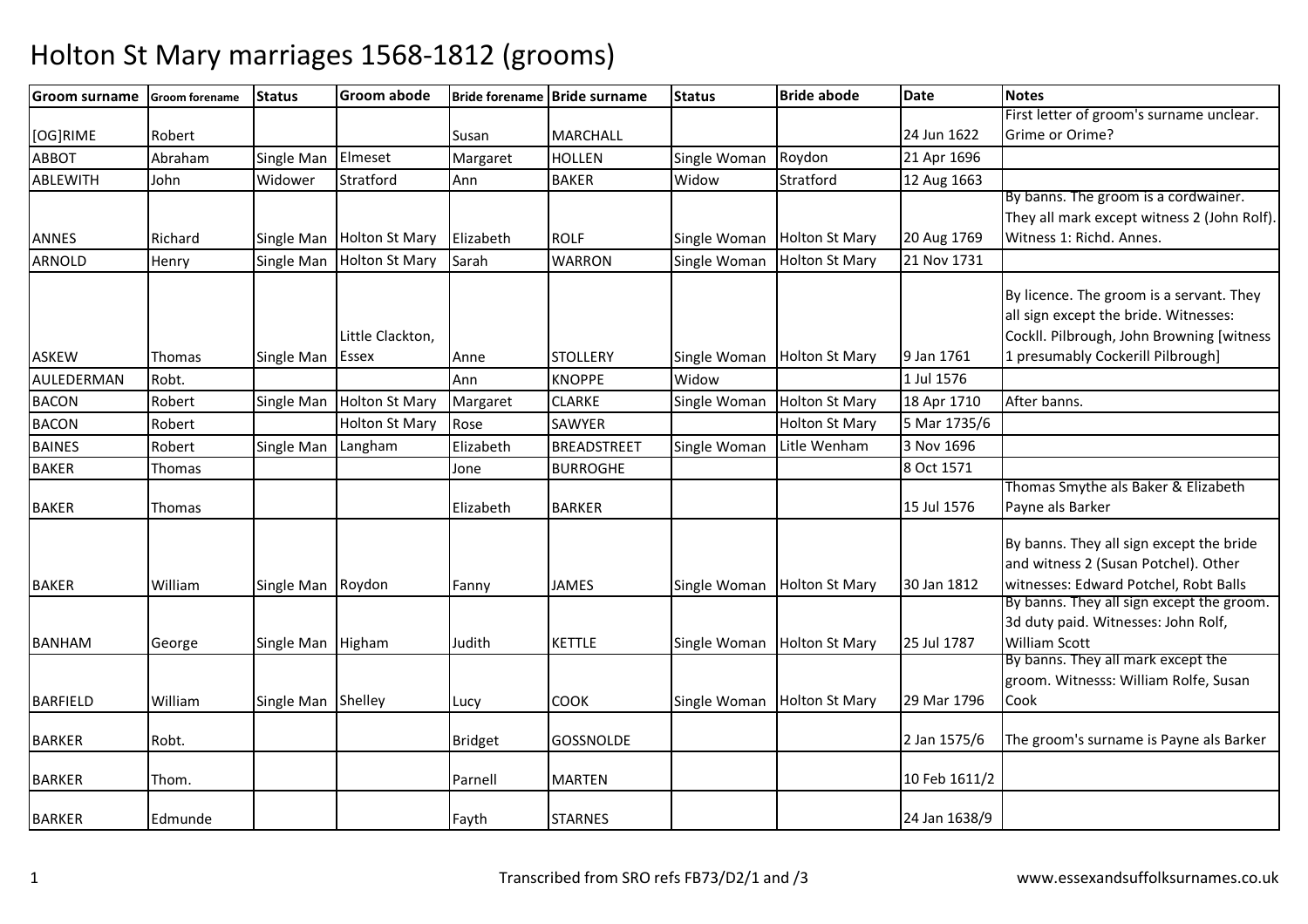# Holton St Mary marriages 1568-1812 (grooms)

| Groom surname | Groom forename | Status | Groom abode | Bride forename | Bride surname | Status | Bride abode | Date | Notes |
|---|---|---|---|---|---|---|---|---|---|
| [OG]RIME | Robert | | | Susan | MARCHALL | | | 24 Jun 1622 | First letter of groom's surname unclear. Grime or Orime? |
| ABBOT | Abraham | Single Man | Elmeset | Margaret | HOLLEN | Single Woman | Roydon | 21 Apr 1696 | |
| ABLEWITH | John | Widower | Stratford | Ann | BAKER | Widow | Stratford | 12 Aug 1663 | |
| ANNES | Richard | Single Man | Holton St Mary | Elizabeth | ROLF | Single Woman | Holton St Mary | 20 Aug 1769 | By banns. The groom is a cordwainer. They all mark except witness 2 (John Rolf). Witness 1: Richd. Annes. |
| ARNOLD | Henry | Single Man | Holton St Mary | Sarah | WARRON | Single Woman | Holton St Mary | 21 Nov 1731 | |
| ASKEW | Thomas | Single Man | Little Clackton, Essex | Anne | STOLLERY | Single Woman | Holton St Mary | 9 Jan 1761 | By licence. The groom is a servant. They all sign except the bride. Witnesses: Cockll. Pilbrough, John Browning [witness 1 presumably Cockerill Pilbrough] |
| AULEDERMAN | Robt. | | | Ann | KNOPPE | Widow | | 1 Jul 1576 | |
| BACON | Robert | Single Man | Holton St Mary | Margaret | CLARKE | Single Woman | Holton St Mary | 18 Apr 1710 | After banns. |
| BACON | Robert | | Holton St Mary | Rose | SAWYER | | Holton St Mary | 5 Mar 1735/6 | |
| BAINES | Robert | Single Man | Langham | Elizabeth | BREADSTREET | Single Woman | Litle Wenham | 3 Nov 1696 | |
| BAKER | Thomas | | | Jone | BURROGHE | | | 8 Oct 1571 | |
| BAKER | Thomas | | | Elizabeth | BARKER | | | 15 Jul 1576 | Thomas Smythe als Baker & Elizabeth Payne als Barker |
| BAKER | William | Single Man | Roydon | Fanny | JAMES | Single Woman | Holton St Mary | 30 Jan 1812 | By banns. They all sign except the bride and witness 2 (Susan Potchel). Other witnesses: Edward Potchel, Robt Balls |
| BANHAM | George | Single Man | Higham | Judith | KETTLE | Single Woman | Holton St Mary | 25 Jul 1787 | By banns. They all sign except the groom. 3d duty paid. Witnesses: John Rolf, William Scott |
| BARFIELD | William | Single Man | Shelley | Lucy | COOK | Single Woman | Holton St Mary | 29 Mar 1796 | By banns. They all mark except the groom. Witnesss: William Rolfe, Susan Cook |
| BARKER | Robt. | | | Bridget | GOSSNOLDE | | | 2 Jan 1575/6 | The groom's surname is Payne als Barker |
| BARKER | Thom. | | | Parnell | MARTEN | | | 10 Feb 1611/2 | |
| BARKER | Edmunde | | | Fayth | STARNES | | | 24 Jan 1638/9 | |

Transcribed from SRO refs FB73/D2/1 and /3

www.essexandsuffolksurnames.co.uk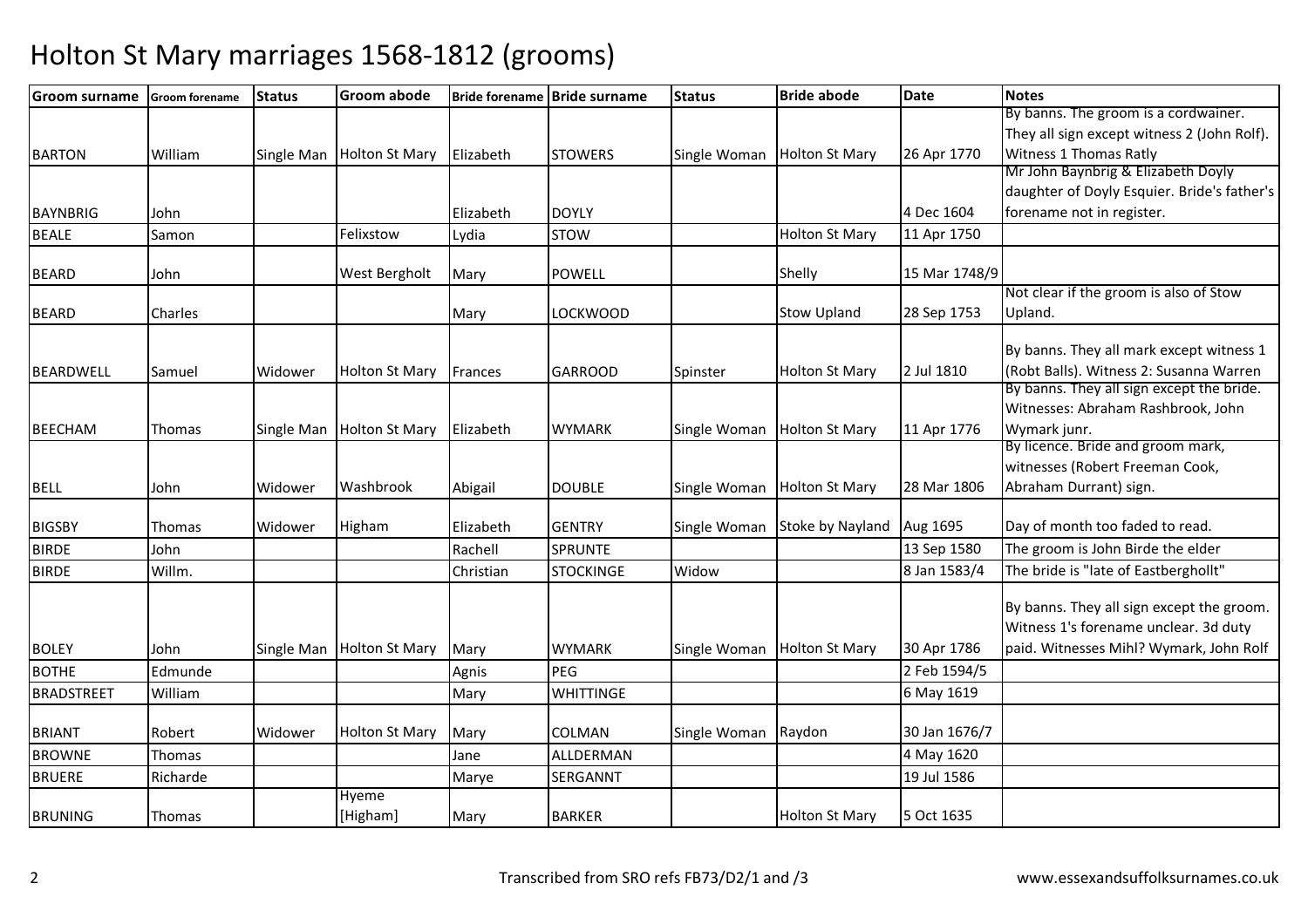# Holton St Mary marriages 1568-1812 (grooms)

| Groom surname | Groom forename | Status | Groom abode | Bride forename | Bride surname | Status | Bride abode | Date | Notes |
|---|---|---|---|---|---|---|---|---|---|
| BARTON | William | Single Man | Holton St Mary | Elizabeth | STOWERS | Single Woman | Holton St Mary | 26 Apr 1770 | By banns. The groom is a cordwainer. They all sign except witness 2 (John Rolf). Witness 1 Thomas Ratly |
| BAYNBRIG | John | | | Elizabeth | DOYLY | | | 4 Dec 1604 | Mr John Baynbrig & Elizabeth Doyly daughter of Doyly Esquier. Bride's father's forename not in register. |
| BEALE | Samon | | Felixstow | Lydia | STOW | | Holton St Mary | 11 Apr 1750 | |
| BEARD | John | | West Bergholt | Mary | POWELL | | Shelly | 15 Mar 1748/9 | |
| BEARD | Charles | | | Mary | LOCKWOOD | | Stow Upland | 28 Sep 1753 | Not clear if the groom is also of Stow Upland. |
| BEARDWELL | Samuel | Widower | Holton St Mary | Frances | GARROOD | Spinster | Holton St Mary | 2 Jul 1810 | By banns. They all mark except witness 1 (Robt Balls). Witness 2: Susanna Warren |
| BEECHAM | Thomas | Single Man | Holton St Mary | Elizabeth | WYMARK | Single Woman | Holton St Mary | 11 Apr 1776 | By banns. They all sign except the bride. Witnesses: Abraham Rashbrook, John Wymark junr. |
| BELL | John | Widower | Washbrook | Abigail | DOUBLE | Single Woman | Holton St Mary | 28 Mar 1806 | By licence. Bride and groom mark, witnesses (Robert Freeman Cook, Abraham Durrant) sign. |
| BIGSBY | Thomas | Widower | Higham | Elizabeth | GENTRY | Single Woman | Stoke by Nayland | Aug 1695 | Day of month too faded to read. |
| BIRDE | John | | | Rachell | SPRUNTE | | | 13 Sep 1580 | The groom is John Birde the elder |
| BIRDE | Willm. | | | Christian | STOCKINGE | Widow | | 8 Jan 1583/4 | The bride is "late of Eastbergholtt" |
| BOLEY | John | Single Man | Holton St Mary | Mary | WYMARK | Single Woman | Holton St Mary | 30 Apr 1786 | By banns. They all sign except the groom. Witness 1's forename unclear. 3d duty paid. Witnesses Mihl? Wymark, John Rolf |
| BOTHE | Edmunde | | | Agnis | PEG | | | 2 Feb 1594/5 | |
| BRADSTREET | William | | | Mary | WHITTINGE | | | 6 May 1619 | |
| BRIANT | Robert | Widower | Holton St Mary | Mary | COLMAN | Single Woman | Raydon | 30 Jan 1676/7 | |
| BROWNE | Thomas | | | Jane | ALLDERMAN | | | 4 May 1620 | |
| BRUERE | Richarde | | | Marye | SERGANNT | | | 19 Jul 1586 | |
| BRUNING | Thomas | | Hyeme [Higham] | Mary | BARKER | | Holton St Mary | 5 Oct 1635 | |

Transcribed from SRO refs FB73/D2/1 and /3 www.essexandsuffolksurnames.co.uk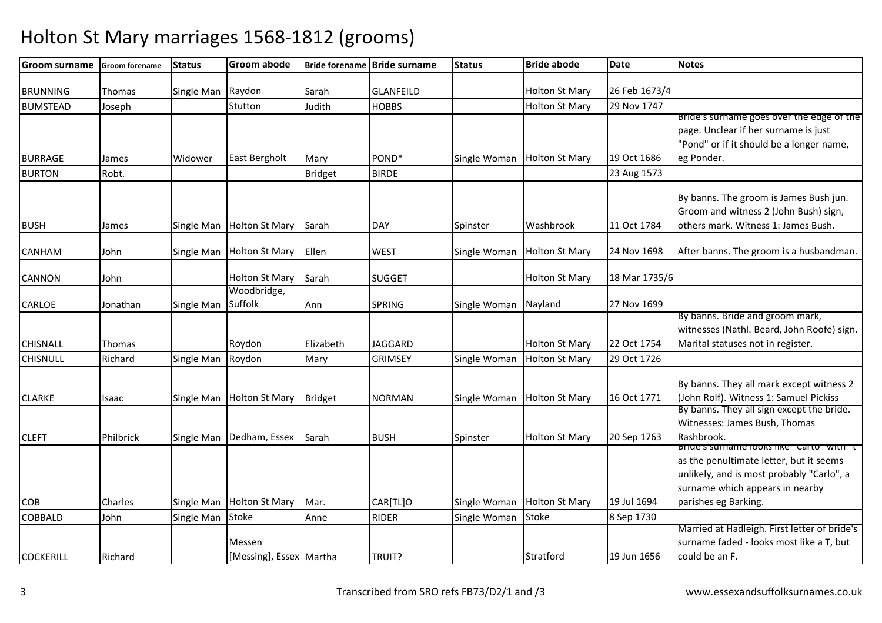# Holton St Mary marriages 1568-1812 (grooms)

| Groom surname | Groom forename | Status | Groom abode | Bride forename | Bride surname | Status | Bride abode | Date | Notes |
|---|---|---|---|---|---|---|---|---|---|
| BRUNNING | Thomas | Single Man | Raydon | Sarah | GLANFEILD | | Holton St Mary | 26 Feb 1673/4 | |
| BUMSTEAD | Joseph | | Stutton | Judith | HOBBS | | Holton St Mary | 29 Nov 1747 | |
| BURRAGE | James | Widower | East Bergholt | Mary | POND* | Single Woman | Holton St Mary | 19 Oct 1686 | Bride's surname goes over the edge of the page. Unclear if her surname is just "Pond" or if it should be a longer name, eg Ponder. |
| BURTON | Robt. | | | Bridget | BIRDE | | | 23 Aug 1573 | |
| BUSH | James | Single Man | Holton St Mary | Sarah | DAY | Spinster | Washbrook | 11 Oct 1784 | By banns. The groom is James Bush jun. Groom and witness 2 (John Bush) sign, others mark. Witness 1: James Bush. |
| CANHAM | John | Single Man | Holton St Mary | Ellen | WEST | Single Woman | Holton St Mary | 24 Nov 1698 | After banns. The groom is a husbandman. |
| CANNON | John | | Holton St Mary | Sarah | SUGGET | | Holton St Mary | 18 Mar 1735/6 | |
| CARLOE | Jonathan | Single Man | Woodbridge, Suffolk | Ann | SPRING | Single Woman | Nayland | 27 Nov 1699 | |
| CHISNALL | Thomas | | Roydon | Elizabeth | JAGGARD | | Holton St Mary | 22 Oct 1754 | By banns. Bride and groom mark, witnesses (Nathl. Beard, John Roofe) sign. Marital statuses not in register. |
| CHISNULL | Richard | Single Man | Roydon | Mary | GRIMSEY | Single Woman | Holton St Mary | 29 Oct 1726 | |
| CLARKE | Isaac | Single Man | Holton St Mary | Bridget | NORMAN | Single Woman | Holton St Mary | 16 Oct 1771 | By banns. They all mark except witness 2 (John Rolf). Witness 1: Samuel Pickiss |
| CLEFT | Philbrick | Single Man | Dedham, Essex | Sarah | BUSH | Spinster | Holton St Mary | 20 Sep 1763 | By banns. They all sign except the bride. Witnesses: James Bush, Thomas Rashbrook. |
| COB | Charles | Single Man | Holton St Mary | Mar. | CAR[TL]O | Single Woman | Holton St Mary | 19 Jul 1694 | Bride's surname looks like "Cartlo" with "t" as the penultimate letter, but it seems unlikely, and is most probably "Carlo", a surname which appears in nearby parishes eg Barking. |
| COBBALD | John | Single Man | Stoke | Anne | RIDER | Single Woman | Stoke | 8 Sep 1730 | |
| COCKERILL | Richard | | Messen [Messing], Essex | Martha | TRUIT? | | Stratford | 19 Jun 1656 | Married at Hadleigh. First letter of bride's surname faded - looks most like a T, but could be an F. |

Transcribed from SRO refs FB73/D2/1 and /3

www.essexandsuffolksurnames.co.uk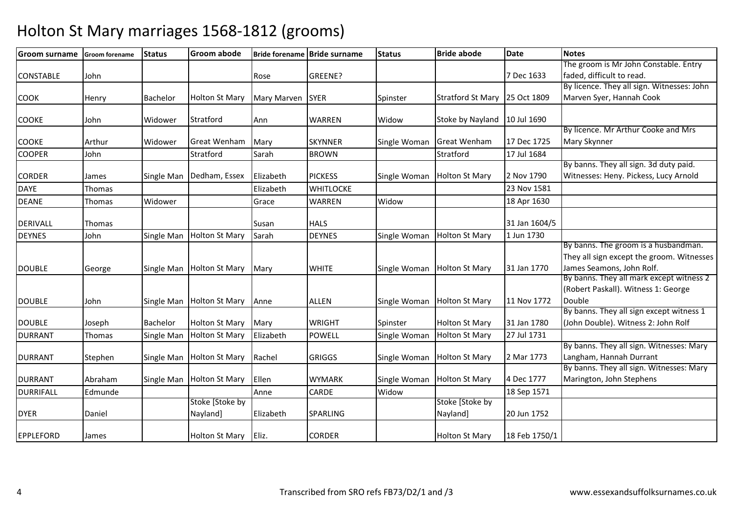# Holton St Mary marriages 1568-1812 (grooms)

| Groom surname | Groom forename | Status | Groom abode | Bride forename | Bride surname | Status | Bride abode | Date | Notes |
|---|---|---|---|---|---|---|---|---|---|
| CONSTABLE | John | | | Rose | GREENE? | | | 7 Dec 1633 | The groom is Mr John Constable. Entry faded, difficult to read. |
| COOK | Henry | Bachelor | Holton St Mary | Mary Marven | SYER | Spinster | Stratford St Mary | 25 Oct 1809 | By licence. They all sign. Witnesses: John Marven Syer, Hannah Cook |
| COOKE | John | Widower | Stratford | Ann | WARREN | Widow | Stoke by Nayland | 10 Jul 1690 | |
| COOKE | Arthur | Widower | Great Wenham | Mary | SKYNNER | Single Woman | Great Wenham | 17 Dec 1725 | By licence. Mr Arthur Cooke and Mrs Mary Skynner |
| COOPER | John | | Stratford | Sarah | BROWN | | Stratford | 17 Jul 1684 | |
| CORDER | James | Single Man | Dedham, Essex | Elizabeth | PICKESS | Single Woman | Holton St Mary | 2 Nov 1790 | By banns. They all sign. 3d duty paid. Witnesses: Heny. Pickess, Lucy Arnold |
| DAYE | Thomas | | | Elizabeth | WHITLOCKE | | | 23 Nov 1581 | |
| DEANE | Thomas | Widower | | Grace | WARREN | Widow | | 18 Apr 1630 | |
| DERIVALL | Thomas | | | Susan | HALS | | | 31 Jan 1604/5 | |
| DEYNES | John | Single Man | Holton St Mary | Sarah | DEYNES | Single Woman | Holton St Mary | 1 Jun 1730 | |
| DOUBLE | George | Single Man | Holton St Mary | Mary | WHITE | Single Woman | Holton St Mary | 31 Jan 1770 | By banns. The groom is a husbandman. They all sign except the groom. Witnesses James Seamons, John Rolf. |
| DOUBLE | John | Single Man | Holton St Mary | Anne | ALLEN | Single Woman | Holton St Mary | 11 Nov 1772 | By banns. They all mark except witness 2 (Robert Paskall). Witness 1: George Double |
| DOUBLE | Joseph | Bachelor | Holton St Mary | Mary | WRIGHT | Spinster | Holton St Mary | 31 Jan 1780 | By banns. They all sign except witness 1 (John Double). Witness 2: John Rolf |
| DURRANT | Thomas | Single Man | Holton St Mary | Elizabeth | POWELL | Single Woman | Holton St Mary | 27 Jul 1731 | |
| DURRANT | Stephen | Single Man | Holton St Mary | Rachel | GRIGGS | Single Woman | Holton St Mary | 2 Mar 1773 | By banns. They all sign. Witnesses: Mary Langham, Hannah Durrant |
| DURRANT | Abraham | Single Man | Holton St Mary | Ellen | WYMARK | Single Woman | Holton St Mary | 4 Dec 1777 | By banns. They all sign. Witnesses: Mary Marington, John Stephens |
| DURRIFALL | Edmunde | | | Anne | CARDE | Widow | | 18 Sep 1571 | |
| DYER | Daniel | | Stoke [Stoke by Nayland] | Elizabeth | SPARLING | | Stoke [Stoke by Nayland] | 20 Jun 1752 | |
| EPPLEFORD | James | | Holton St Mary | Eliz. | CORDER | | Holton St Mary | 18 Feb 1750/1 | |

Transcribed from SRO refs FB73/D2/1 and /3

www.essexandsuffolksurnames.co.uk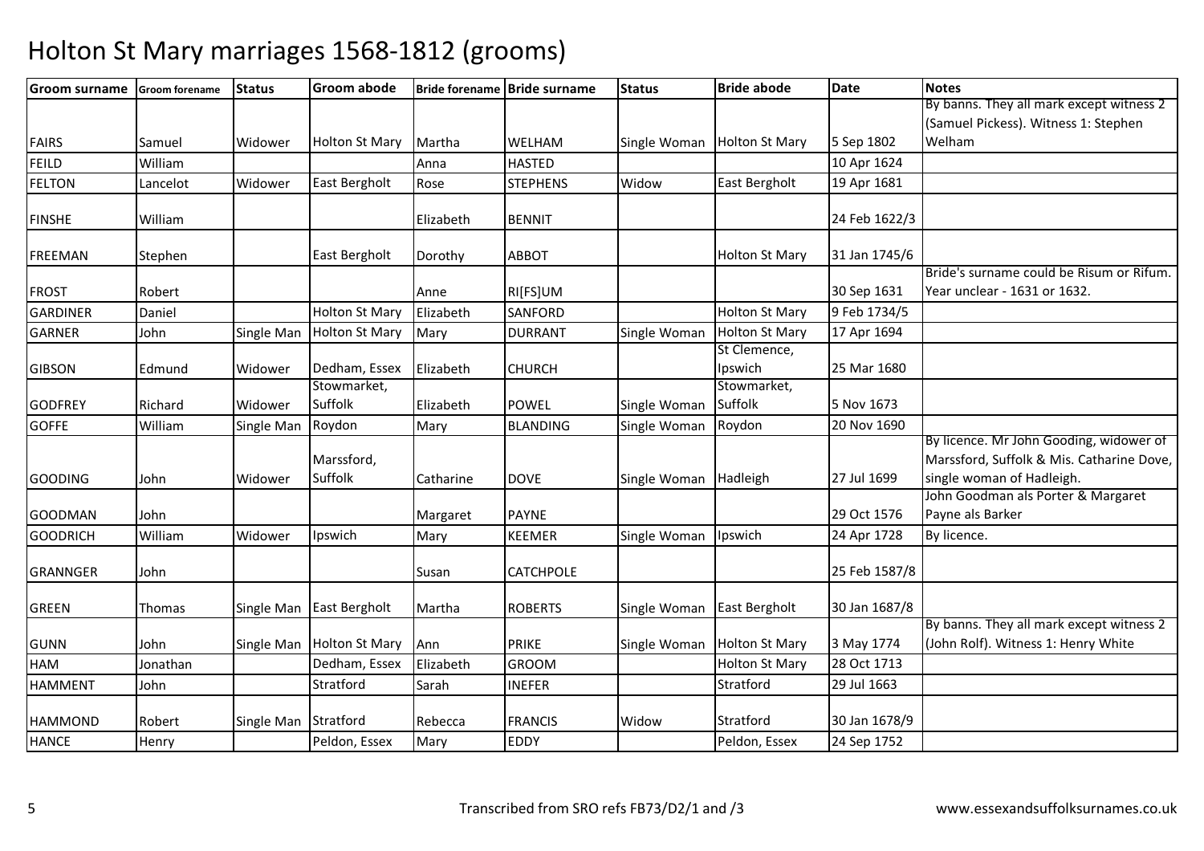# Holton St Mary marriages 1568-1812 (grooms)

| Groom surname | Groom forename | Status | Groom abode | Bride forename | Bride surname | Status | Bride abode | Date | Notes |
|---|---|---|---|---|---|---|---|---|---|
| FAIRS | Samuel | Widower | Holton St Mary | Martha | WELHAM | Single Woman | Holton St Mary | 5 Sep 1802 | By banns. They all mark except witness 2 (Samuel Pickess). Witness 1: Stephen Welham |
| FEILD | William | | | Anna | HASTED | | | 10 Apr 1624 | |
| FELTON | Lancelot | Widower | East Bergholt | Rose | STEPHENS | Widow | East Bergholt | 19 Apr 1681 | |
| FINSHE | William | | | Elizabeth | BENNIT | | | 24 Feb 1622/3 | |
| FREEMAN | Stephen | | East Bergholt | Dorothy | ABBOT | | Holton St Mary | 31 Jan 1745/6 | |
| FROST | Robert | | | Anne | RI[FS]UM | | | 30 Sep 1631 | Bride's surname could be Risum or Rifum. Year unclear - 1631 or 1632. |
| GARDINER | Daniel | | Holton St Mary | Elizabeth | SANFORD | | Holton St Mary | 9 Feb 1734/5 | |
| GARNER | John | Single Man | Holton St Mary | Mary | DURRANT | Single Woman | Holton St Mary | 17 Apr 1694 | |
| GIBSON | Edmund | Widower | Dedham, Essex | Elizabeth | CHURCH | | St Clemence, Ipswich | 25 Mar 1680 | |
| GODFREY | Richard | Widower | Stowmarket, Suffolk | Elizabeth | POWEL | Single Woman | Stowmarket, Suffolk | 5 Nov 1673 | |
| GOFFE | William | Single Man | Roydon | Mary | BLANDING | Single Woman | Roydon | 20 Nov 1690 | |
| GOODING | John | Widower | Marssford, Suffolk | Catharine | DOVE | Single Woman | Hadleigh | 27 Jul 1699 | By licence. Mr John Gooding, widower of Marssford, Suffolk & Mis. Catharine Dove, single woman of Hadleigh. |
| GOODMAN | John | | | Margaret | PAYNE | | | 29 Oct 1576 | John Goodman als Porter & Margaret Payne als Barker |
| GOODRICH | William | Widower | Ipswich | Mary | KEEMER | Single Woman | Ipswich | 24 Apr 1728 | By licence. |
| GRANNGER | John | | | Susan | CATCHPOLE | | | 25 Feb 1587/8 | |
| GREEN | Thomas | Single Man | East Bergholt | Martha | ROBERTS | Single Woman | East Bergholt | 30 Jan 1687/8 | |
| GUNN | John | Single Man | Holton St Mary | Ann | PRIKE | Single Woman | Holton St Mary | 3 May 1774 | By banns. They all mark except witness 2 (John Rolf). Witness 1: Henry White |
| HAM | Jonathan | | Dedham, Essex | Elizabeth | GROOM | | Holton St Mary | 28 Oct 1713 | |
| HAMMENT | John | | Stratford | Sarah | INEFER | | Stratford | 29 Jul 1663 | |
| HAMMOND | Robert | Single Man | Stratford | Rebecca | FRANCIS | Widow | Stratford | 30 Jan 1678/9 | |
| HANCE | Henry | | Peldon, Essex | Mary | EDDY | | Peldon, Essex | 24 Sep 1752 | |

Transcribed from SRO refs FB73/D2/1 and /3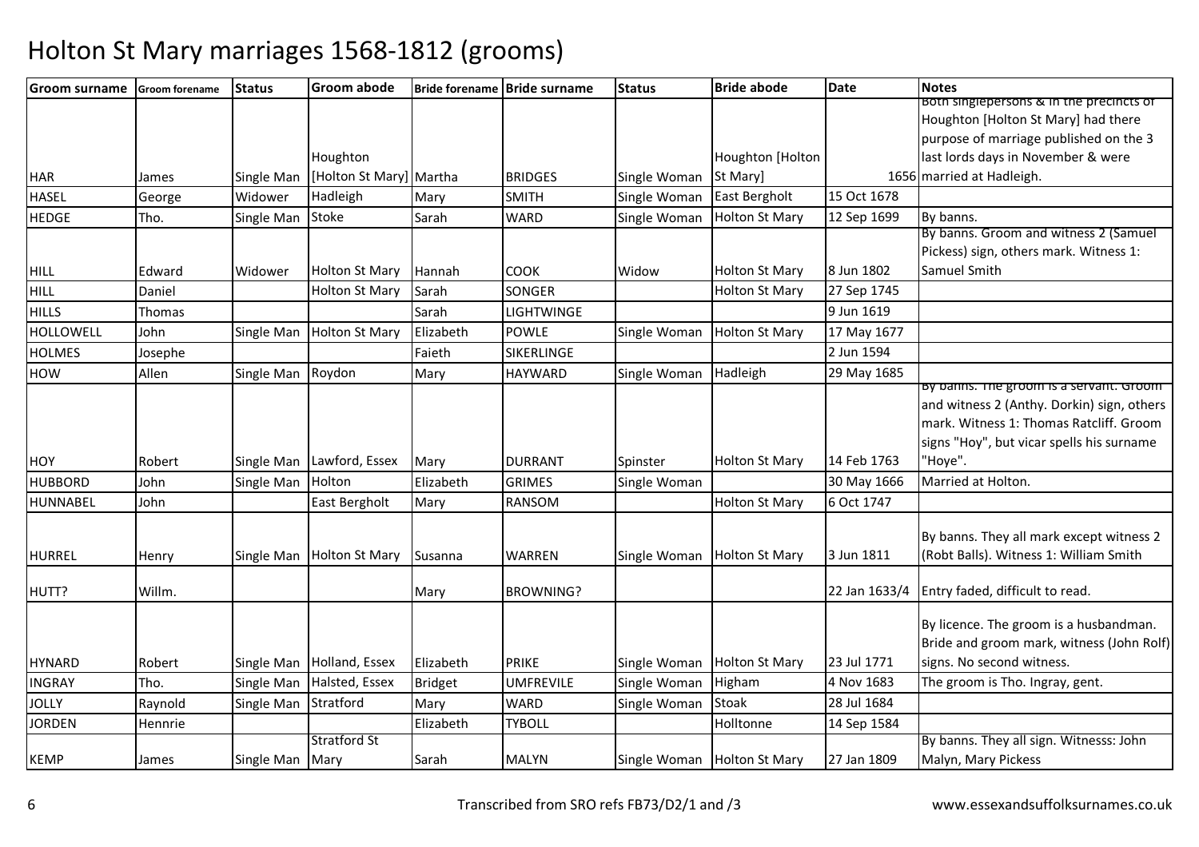# Holton St Mary marriages 1568-1812 (grooms)

| Groom surname | Groom forename | Status | Groom abode | Bride forename | Bride surname | Status | Bride abode | Date | Notes |
|---|---|---|---|---|---|---|---|---|---|
| HAR | James | Single Man | Houghton [Holton St Mary] | Martha | BRIDGES | Single Woman | Houghton [Holton St Mary] | 1656 | Both singlepersons & in the precincts of Houghton [Holton St Mary] had there purpose of marriage published on the 3 last lords days in November & were married at Hadleigh. |
| HASEL | George | Widower | Hadleigh | Mary | SMITH | Single Woman | East Bergholt | 15 Oct 1678 | |
| HEDGE | Tho. | Single Man | Stoke | Sarah | WARD | Single Woman | Holton St Mary | 12 Sep 1699 | By banns. |
| HILL | Edward | Widower | Holton St Mary | Hannah | COOK | Widow | Holton St Mary | 8 Jun 1802 | By banns. Groom and witness 2 (Samuel Pickess) sign, others mark. Witness 1: Samuel Smith |
| HILL | Daniel | | Holton St Mary | Sarah | SONGER | | Holton St Mary | 27 Sep 1745 | |
| HILLS | Thomas | | | Sarah | LIGHTWINGE | | | 9 Jun 1619 | |
| HOLLOWELL | John | Single Man | Holton St Mary | Elizabeth | POWLE | Single Woman | Holton St Mary | 17 May 1677 | |
| HOLMES | Josephe | | | Faieth | SIKERLINGE | | | 2 Jun 1594 | |
| HOW | Allen | Single Man | Roydon | Mary | HAYWARD | Single Woman | Hadleigh | 29 May 1685 | |
| HOY | Robert | Single Man | Lawford, Essex | Mary | DURRANT | Spinster | Holton St Mary | 14 Feb 1763 | By banns. The groom is a servant. Groom and witness 2 (Anthy. Dorkin) sign, others mark. Witness 1: Thomas Ratcliff. Groom signs "Hoy", but vicar spells his surname "Hoye". |
| HUBBORD | John | Single Man | Holton | Elizabeth | GRIMES | Single Woman | | 30 May 1666 | Married at Holton. |
| HUNNABEL | John | | East Bergholt | Mary | RANSOM | | Holton St Mary | 6 Oct 1747 | |
| HURREL | Henry | Single Man | Holton St Mary | Susanna | WARREN | Single Woman | Holton St Mary | 3 Jun 1811 | By banns. They all mark except witness 2 (Robt Balls). Witness 1: William Smith |
| HUTT? | Willm. | | | Mary | BROWNING? | | | 22 Jan 1633/4 | Entry faded, difficult to read. |
| HYNARD | Robert | Single Man | Holland, Essex | Elizabeth | PRIKE | Single Woman | Holton St Mary | 23 Jul 1771 | By licence. The groom is a husbandman. Bride and groom mark, witness (John Rolf) signs. No second witness. |
| INGRAY | Tho. | Single Man | Halsted, Essex | Bridget | UMFREVILE | Single Woman | Higham | 4 Nov 1683 | The groom is Tho. Ingray, gent. |
| JOLLY | Raynold | Single Man | Stratford | Mary | WARD | Single Woman | Stoak | 28 Jul 1684 | |
| JORDEN | Hennrie | | | Elizabeth | TYBOLL | | Holltonne | 14 Sep 1584 | |
| KEMP | James | Single Man | Stratford St Mary | Sarah | MALYN | Single Woman | Holton St Mary | 27 Jan 1809 | By banns. They all sign. Witnesss: John Malyn, Mary Pickess |

Transcribed from SRO refs FB73/D2/1 and /3

www.essexandsuffolksurnames.co.uk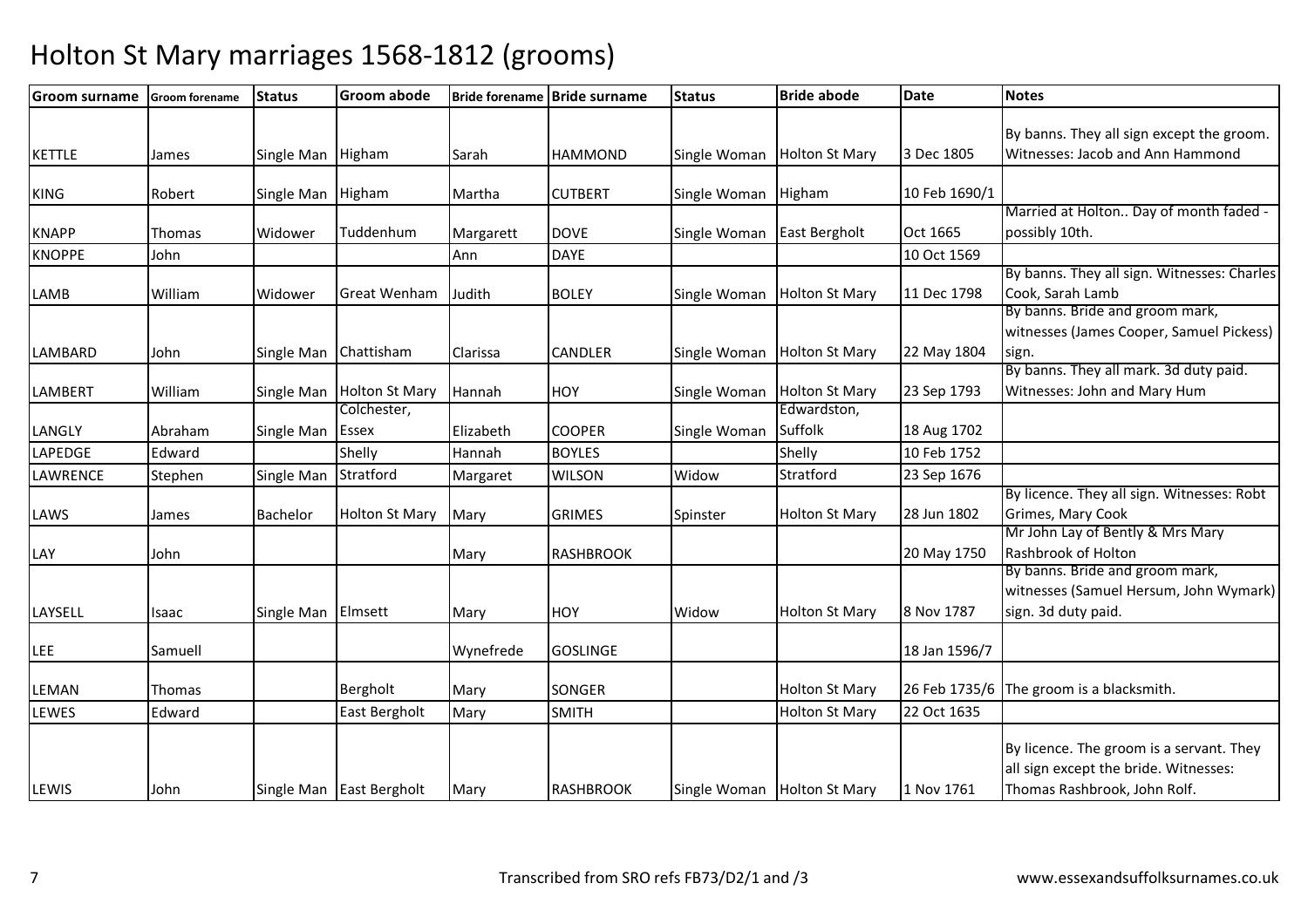# Holton St Mary marriages 1568-1812 (grooms)

| Groom surname | Groom forename | Status | Groom abode | Bride forename | Bride surname | Status | Bride abode | Date | Notes |
|---|---|---|---|---|---|---|---|---|---|
| KETTLE | James | Single Man | Higham | Sarah | HAMMOND | Single Woman | Holton St Mary | 3 Dec 1805 | By banns. They all sign except the groom. Witnesses: Jacob and Ann Hammond |
| KING | Robert | Single Man | Higham | Martha | CUTBERT | Single Woman | Higham | 10 Feb 1690/1 | |
| KNAPP | Thomas | Widower | Tuddenhum | Margarett | DOVE | Single Woman | East Bergholt | Oct 1665 | Married at Holton.. Day of month faded - possibly 10th. |
| KNOPPE | John | | | Ann | DAYE | | | 10 Oct 1569 | |
| LAMB | William | Widower | Great Wenham | Judith | BOLEY | Single Woman | Holton St Mary | 11 Dec 1798 | By banns. They all sign. Witnesses: Charles Cook, Sarah Lamb |
| LAMBARD | John | Single Man | Chattisham | Clarissa | CANDLER | Single Woman | Holton St Mary | 22 May 1804 | By banns. Bride and groom mark, witnesses (James Cooper, Samuel Pickess) sign. |
| LAMBERT | William | Single Man | Holton St Mary | Hannah | HOY | Single Woman | Holton St Mary | 23 Sep 1793 | By banns. They all mark. 3d duty paid. Witnesses: John and Mary Hum |
| LANGLY | Abraham | Single Man | Colchester, Essex | Elizabeth | COOPER | Single Woman | Edwardston, Suffolk | 18 Aug 1702 | |
| LAPEDGE | Edward | | Shelly | Hannah | BOYLES | | Shelly | 10 Feb 1752 | |
| LAWRENCE | Stephen | Single Man | Stratford | Margaret | WILSON | Widow | Stratford | 23 Sep 1676 | |
| LAWS | James | Bachelor | Holton St Mary | Mary | GRIMES | Spinster | Holton St Mary | 28 Jun 1802 | By licence. They all sign. Witnesses: Robt Grimes, Mary Cook |
| LAY | John | | | Mary | RASHBROOK | | | 20 May 1750 | Mr John Lay of Bently & Mrs Mary Rashbrook of Holton |
| LAYSELL | Isaac | Single Man | Elmsett | Mary | HOY | Widow | Holton St Mary | 8 Nov 1787 | By banns. Bride and groom mark, witnesses (Samuel Hersum, John Wymark) sign. 3d duty paid. |
| LEE | Samuell | | | Wynefrede | GOSLINGE | | | 18 Jan 1596/7 | |
| LEMAN | Thomas | | Bergholt | Mary | SONGER | | Holton St Mary | 26 Feb 1735/6 | The groom is a blacksmith. |
| LEWES | Edward | | East Bergholt | Mary | SMITH | | Holton St Mary | 22 Oct 1635 | |
| LEWIS | John | Single Man | East Bergholt | Mary | RASHBROOK | Single Woman | Holton St Mary | 1 Nov 1761 | By licence. The groom is a servant. They all sign except the bride. Witnesses: Thomas Rashbrook, John Rolf. |

Transcribed from SRO refs FB73/D2/1 and /3

www.essexandsuffolksurnames.co.uk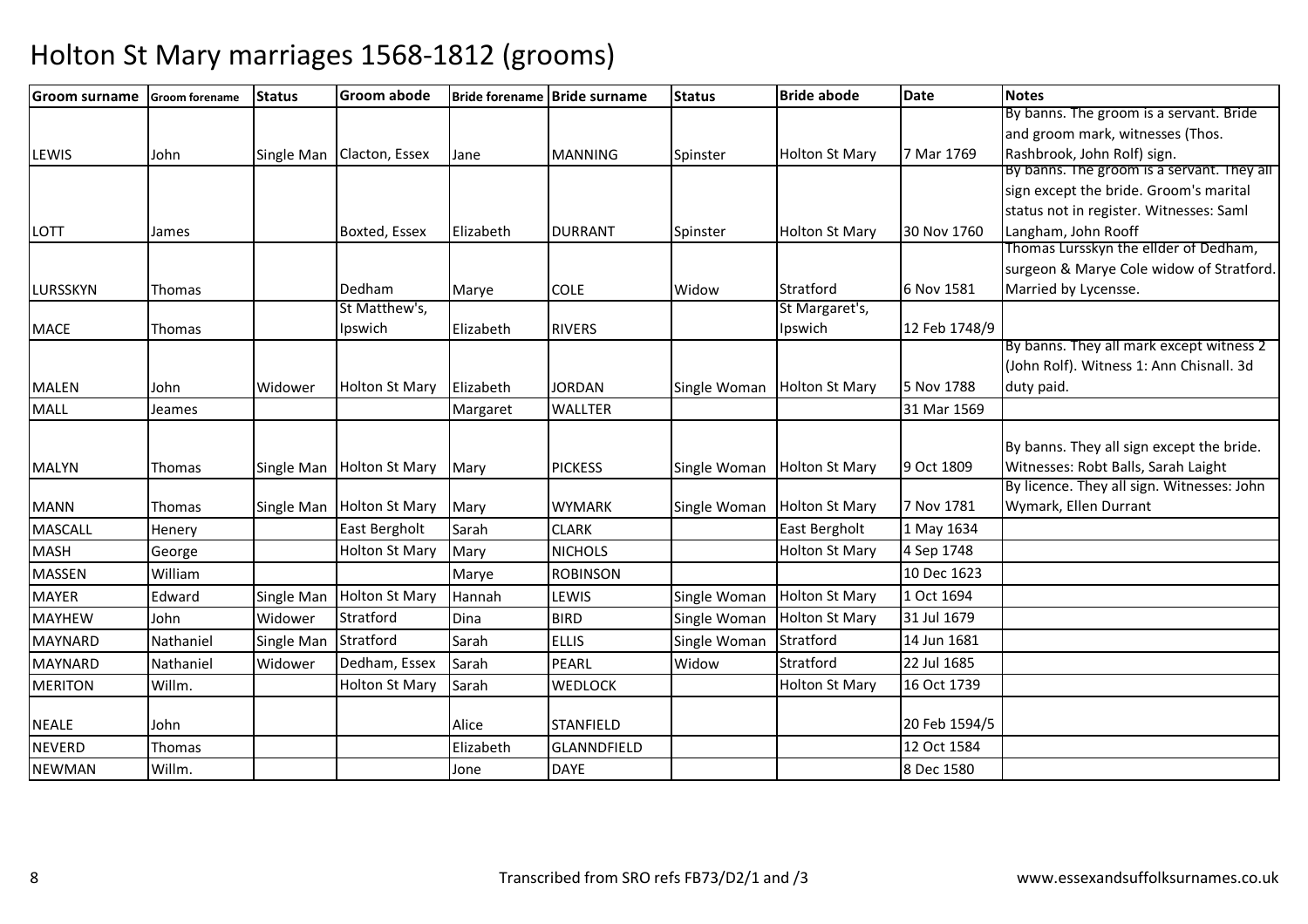# Holton St Mary marriages 1568-1812 (grooms)

| Groom surname | Groom forename | Status | Groom abode | Bride forename | Bride surname | Status | Bride abode | Date | Notes |
|---|---|---|---|---|---|---|---|---|---|
| LEWIS | John | Single Man | Clacton, Essex | Jane | MANNING | Spinster | Holton St Mary | 7 Mar 1769 | By banns. The groom is a servant. Bride and groom mark, witnesses (Thos. Rashbrook, John Rolf) sign. |
| LOTT | James | | Boxted, Essex | Elizabeth | DURRANT | Spinster | Holton St Mary | 30 Nov 1760 | By banns. The groom is a servant. They all sign except the bride. Groom's marital status not in register. Witnesses: Saml Langham, John Rooff |
| LURSSKYN | Thomas | | Dedham | Marye | COLE | Widow | Stratford | 6 Nov 1581 | Thomas Lursskyn the ellder of Dedham, surgeon & Marye Cole widow of Stratford. Married by Lycensse. |
| MACE | Thomas | | St Matthew's, Ipswich | Elizabeth | RIVERS | | St Margaret's, Ipswich | 12 Feb 1748/9 | |
| MALEN | John | Widower | Holton St Mary | Elizabeth | JORDAN | Single Woman | Holton St Mary | 5 Nov 1788 | By banns. They all mark except witness 2 (John Rolf). Witness 1: Ann Chisnall. 3d duty paid. |
| MALL | Jeames | | | Margaret | WALLTER | | | 31 Mar 1569 | |
| MALYN | Thomas | Single Man | Holton St Mary | Mary | PICKESS | Single Woman | Holton St Mary | 9 Oct 1809 | By banns. They all sign except the bride. Witnesses: Robt Balls, Sarah Laight |
| MANN | Thomas | Single Man | Holton St Mary | Mary | WYMARK | Single Woman | Holton St Mary | 7 Nov 1781 | By licence. They all sign. Witnesses: John Wymark, Ellen Durrant |
| MASCALL | Henery | | East Bergholt | Sarah | CLARK | | East Bergholt | 1 May 1634 | |
| MASH | George | | Holton St Mary | Mary | NICHOLS | | Holton St Mary | 4 Sep 1748 | |
| MASSEN | William | | | Marye | ROBINSON | | | 10 Dec 1623 | |
| MAYER | Edward | Single Man | Holton St Mary | Hannah | LEWIS | Single Woman | Holton St Mary | 1 Oct 1694 | |
| MAYHEW | John | Widower | Stratford | Dina | BIRD | Single Woman | Holton St Mary | 31 Jul 1679 | |
| MAYNARD | Nathaniel | Single Man | Stratford | Sarah | ELLIS | Single Woman | Stratford | 14 Jun 1681 | |
| MAYNARD | Nathaniel | Widower | Dedham, Essex | Sarah | PEARL | Widow | Stratford | 22 Jul 1685 | |
| MERITON | Willm. | | Holton St Mary | Sarah | WEDLOCK | | Holton St Mary | 16 Oct 1739 | |
| NEALE | John | | | Alice | STANFIELD | | | 20 Feb 1594/5 | |
| NEVERD | Thomas | | | Elizabeth | GLANNDFIELD | | | 12 Oct 1584 | |
| NEWMAN | Willm. | | | Jone | DAYE | | | 8 Dec 1580 | |

Transcribed from SRO refs FB73/D2/1 and /3

www.essexandsuffolksurnames.co.uk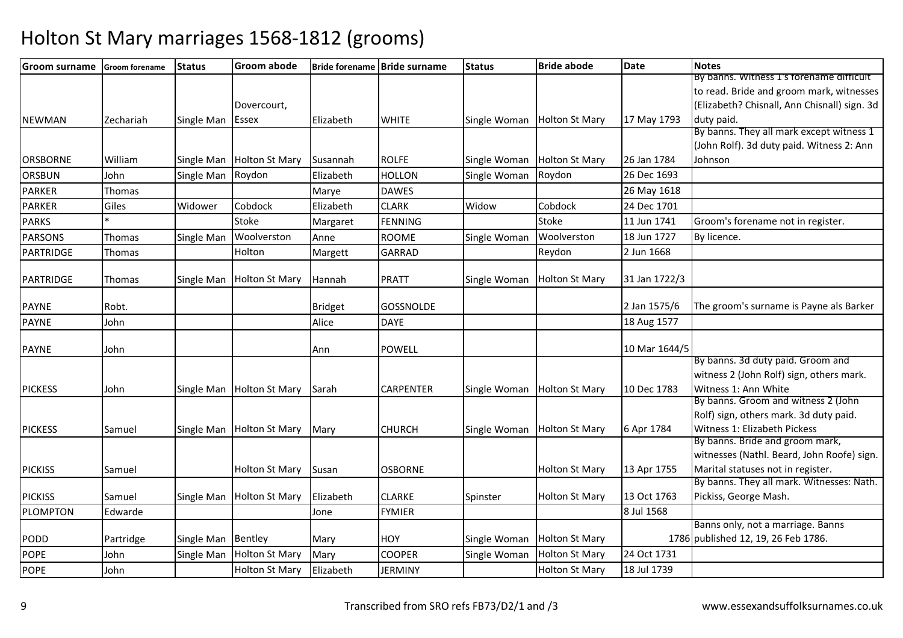# Holton St Mary marriages 1568-1812 (grooms)

| Groom surname | Groom forename | Status | Groom abode | Bride forename | Bride surname | Status | Bride abode | Date | Notes |
|---|---|---|---|---|---|---|---|---|---|
| NEWMAN | Zechariah | Single Man | Dovercourt, Essex | Elizabeth | WHITE | Single Woman | Holton St Mary | 17 May 1793 | By banns. Witness 1's forename difficult to read. Bride and groom mark, witnesses (Elizabeth? Chisnall, Ann Chisnall) sign. 3d duty paid. |
| ORSBORNE | William | Single Man | Holton St Mary | Susannah | ROLFE | Single Woman | Holton St Mary | 26 Jan 1784 | By banns. They all mark except witness 1 (John Rolf). 3d duty paid. Witness 2: Ann Johnson |
| ORSBUN | John | Single Man | Roydon | Elizabeth | HOLLON | Single Woman | Roydon | 26 Dec 1693 | |
| PARKER | Thomas | | | Marye | DAWES | | | 26 May 1618 | |
| PARKER | Giles | Widower | Cobdock | Elizabeth | CLARK | Widow | Cobdock | 24 Dec 1701 | |
| PARKS | * | | Stoke | Margaret | FENNING | | Stoke | 11 Jun 1741 | Groom's forename not in register. |
| PARSONS | Thomas | Single Man | Woolverston | Anne | ROOME | Single Woman | Woolverston | 18 Jun 1727 | By licence. |
| PARTRIDGE | Thomas | | Holton | Margett | GARRAD | | Reydon | 2 Jun 1668 | |
| PARTRIDGE | Thomas | Single Man | Holton St Mary | Hannah | PRATT | Single Woman | Holton St Mary | 31 Jan 1722/3 | |
| PAYNE | Robt. | | | Bridget | GOSSNOLDE | | | 2 Jan 1575/6 | The groom's surname is Payne als Barker |
| PAYNE | John | | | Alice | DAYE | | | 18 Aug 1577 | |
| PAYNE | John | | | Ann | POWELL | | | 10 Mar 1644/5 | |
| PICKESS | John | Single Man | Holton St Mary | Sarah | CARPENTER | Single Woman | Holton St Mary | 10 Dec 1783 | By banns. 3d duty paid. Groom and witness 2 (John Rolf) sign, others mark. Witness 1: Ann White |
| PICKESS | Samuel | Single Man | Holton St Mary | Mary | CHURCH | Single Woman | Holton St Mary | 6 Apr 1784 | By banns. Groom and witness 2 (John Rolf) sign, others mark. 3d duty paid. Witness 1: Elizabeth Pickess |
| PICKISS | Samuel | | Holton St Mary | Susan | OSBORNE | | Holton St Mary | 13 Apr 1755 | By banns. Bride and groom mark, witnesses (Nathl. Beard, John Roofe) sign. Marital statuses not in register. |
| PICKISS | Samuel | Single Man | Holton St Mary | Elizabeth | CLARKE | Spinster | Holton St Mary | 13 Oct 1763 | By banns. They all mark. Witnesses: Nath. Pickiss, George Mash. |
| PLOMPTON | Edwarde | | | Jone | FYMIER | | | 8 Jul 1568 | |
| PODD | Partridge | Single Man | Bentley | Mary | HOY | Single Woman | Holton St Mary | 1786 | Banns only, not a marriage. Banns published 12, 19, 26 Feb 1786. |
| POPE | John | Single Man | Holton St Mary | Mary | COOPER | Single Woman | Holton St Mary | 24 Oct 1731 | |
| POPE | John | | Holton St Mary | Elizabeth | JERMINY | | Holton St Mary | 18 Jul 1739 | |

Transcribed from SRO refs FB73/D2/1 and /3

www.essexandsuffolksurnames.co.uk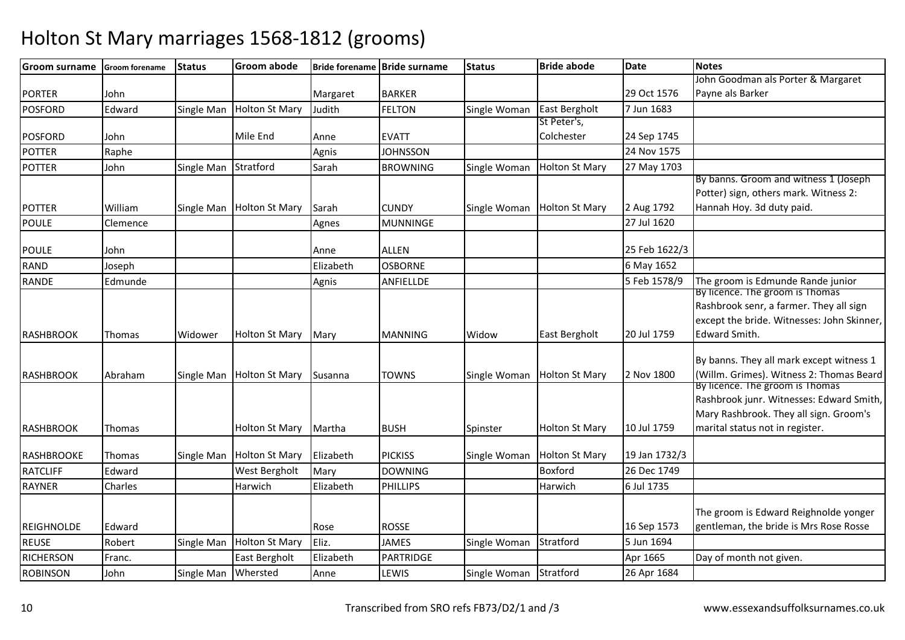# Holton St Mary marriages 1568-1812 (grooms)

| Groom surname | Groom forename | Status | Groom abode | Bride forename | Bride surname | Status | Bride abode | Date | Notes |
|---|---|---|---|---|---|---|---|---|---|
| PORTER | John | | | Margaret | BARKER | | | 29 Oct 1576 | John Goodman als Porter & Margaret Payne als Barker |
| POSFORD | Edward | Single Man | Holton St Mary | Judith | FELTON | Single Woman | East Bergholt | 7 Jun 1683 | |
| POSFORD | John | | Mile End | Anne | EVATT | | St Peter's, Colchester | 24 Sep 1745 | |
| POTTER | Raphe | | | Agnis | JOHNSSON | | | 24 Nov 1575 | |
| POTTER | John | Single Man | Stratford | Sarah | BROWNING | Single Woman | Holton St Mary | 27 May 1703 | |
| POTTER | William | Single Man | Holton St Mary | Sarah | CUNDY | Single Woman | Holton St Mary | 2 Aug 1792 | By banns. Groom and witness 1 (Joseph Potter) sign, others mark. Witness 2: Hannah Hoy. 3d duty paid. |
| POULE | Clemence | | | Agnes | MUNNINGE | | | 27 Jul 1620 | |
| POULE | John | | | Anne | ALLEN | | | 25 Feb 1622/3 | |
| RAND | Joseph | | | Elizabeth | OSBORNE | | | 6 May 1652 | |
| RANDE | Edmunde | | | Agnis | ANFIELLDE | | | 5 Feb 1578/9 | The groom is Edmunde Rande junior |
| RASHBROOK | Thomas | Widower | Holton St Mary | Mary | MANNING | Widow | East Bergholt | 20 Jul 1759 | By licence. The groom is Thomas Rashbrook senr, a farmer. They all sign except the bride. Witnesses: John Skinner, Edward Smith. |
| RASHBROOK | Abraham | Single Man | Holton St Mary | Susanna | TOWNS | Single Woman | Holton St Mary | 2 Nov 1800 | By banns. They all mark except witness 1 (Willm. Grimes). Witness 2: Thomas Beard |
| RASHBROOK | Thomas | | Holton St Mary | Martha | BUSH | Spinster | Holton St Mary | 10 Jul 1759 | By licence. The groom is Thomas Rashbrook junr. Witnesses: Edward Smith, Mary Rashbrook. They all sign. Groom's marital status not in register. |
| RASHBROOKE | Thomas | Single Man | Holton St Mary | Elizabeth | PICKISS | Single Woman | Holton St Mary | 19 Jan 1732/3 | |
| RATCLIFF | Edward | | West Bergholt | Mary | DOWNING | | Boxford | 26 Dec 1749 | |
| RAYNER | Charles | | Harwich | Elizabeth | PHILLIPS | | Harwich | 6 Jul 1735 | |
| REIGHNOLDE | Edward | | | Rose | ROSSE | | | 16 Sep 1573 | The groom is Edward Reighnolde yonger gentleman, the bride is Mrs Rose Rosse |
| REUSE | Robert | Single Man | Holton St Mary | Eliz. | JAMES | Single Woman | Stratford | 5 Jun 1694 | |
| RICHERSON | Franc. | | East Bergholt | Elizabeth | PARTRIDGE | | | Apr 1665 | Day of month not given. |
| ROBINSON | John | Single Man | Whersted | Anne | LEWIS | Single Woman | Stratford | 26 Apr 1684 | |

Transcribed from SRO refs FB73/D2/1 and /3

www.essexandsuffolksurnames.co.uk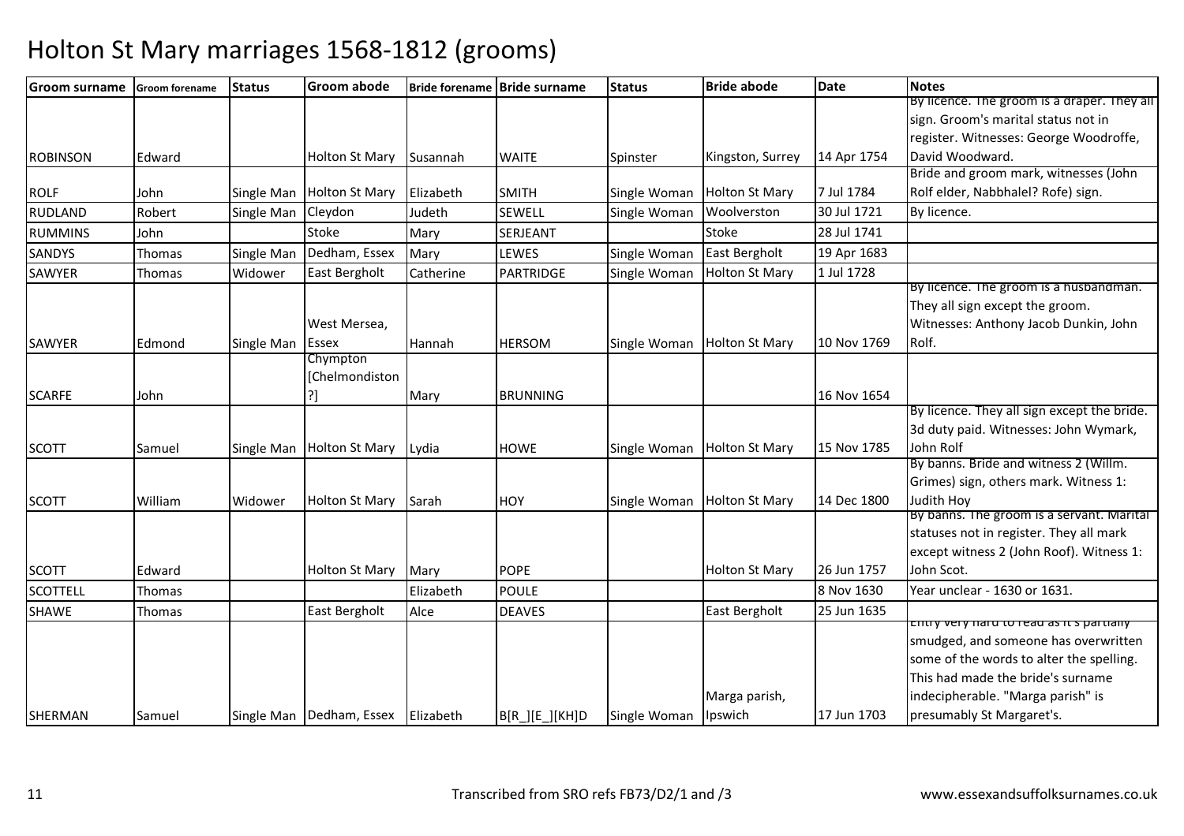# Holton St Mary marriages 1568-1812 (grooms)

| Groom surname | Groom forename | Status | Groom abode | Bride forename | Bride surname | Status | Bride abode | Date | Notes |
|---|---|---|---|---|---|---|---|---|---|
| ROBINSON | Edward | | Holton St Mary | Susannah | WAITE | Spinster | Kingston, Surrey | 14 Apr 1754 | By licence. The groom is a draper. They all sign. Groom's marital status not in register. Witnesses: George Woodroffe, David Woodward. |
| ROLF | John | Single Man | Holton St Mary | Elizabeth | SMITH | Single Woman | Holton St Mary | 7 Jul 1784 | Bride and groom mark, witnesses (John Rolf elder, Nabbhalel? Rofe) sign. |
| RUDLAND | Robert | Single Man | Cleydon | Judeth | SEWELL | Single Woman | Woolverston | 30 Jul 1721 | By licence. |
| RUMMINS | John | | Stoke | Mary | SERJEANT | | Stoke | 28 Jul 1741 | |
| SANDYS | Thomas | Single Man | Dedham, Essex | Mary | LEWES | Single Woman | East Bergholt | 19 Apr 1683 | |
| SAWYER | Thomas | Widower | East Bergholt | Catherine | PARTRIDGE | Single Woman | Holton St Mary | 1 Jul 1728 | |
| SAWYER | Edmond | Single Man | West Mersea, Essex | Hannah | HERSOM | Single Woman | Holton St Mary | 10 Nov 1769 | By licence. The groom is a husbandman. They all sign except the groom. Witnesses: Anthony Jacob Dunkin, John Rolf. |
| SCARFE | John | | Chympton [Chelmondiston?] | Mary | BRUNNING | | | 16 Nov 1654 | |
| SCOTT | Samuel | Single Man | Holton St Mary | Lydia | HOWE | Single Woman | Holton St Mary | 15 Nov 1785 | By licence. They all sign except the bride. 3d duty paid. Witnesses: John Wymark, John Rolf |
| SCOTT | William | Widower | Holton St Mary | Sarah | HOY | Single Woman | Holton St Mary | 14 Dec 1800 | By banns. Bride and witness 2 (Willm. Grimes) sign, others mark. Witness 1: Judith Hoy |
| SCOTT | Edward | | Holton St Mary | Mary | POPE | | Holton St Mary | 26 Jun 1757 | By banns. The groom is a servant. Marital statuses not in register. They all mark except witness 2 (John Roof). Witness 1: John Scot. |
| SCOTTELL | Thomas | | | Elizabeth | POULE | | | 8 Nov 1630 | Year unclear - 1630 or 1631. |
| SHAWE | Thomas | | East Bergholt | Alce | DEAVES | | East Bergholt | 25 Jun 1635 | |
| SHERMAN | Samuel | Single Man | Dedham, Essex | Elizabeth | B[R_][E_][KH]D | Single Woman | Marga parish, Ipswich | 17 Jun 1703 | Entry very hard to read as it's partially smudged, and someone has overwritten some of the words to alter the spelling. This had made the bride's surname indecipherable. "Marga parish" is presumably St Margaret's. |

Transcribed from SRO refs FB73/D2/1 and /3

www.essexandsuffolksurnames.co.uk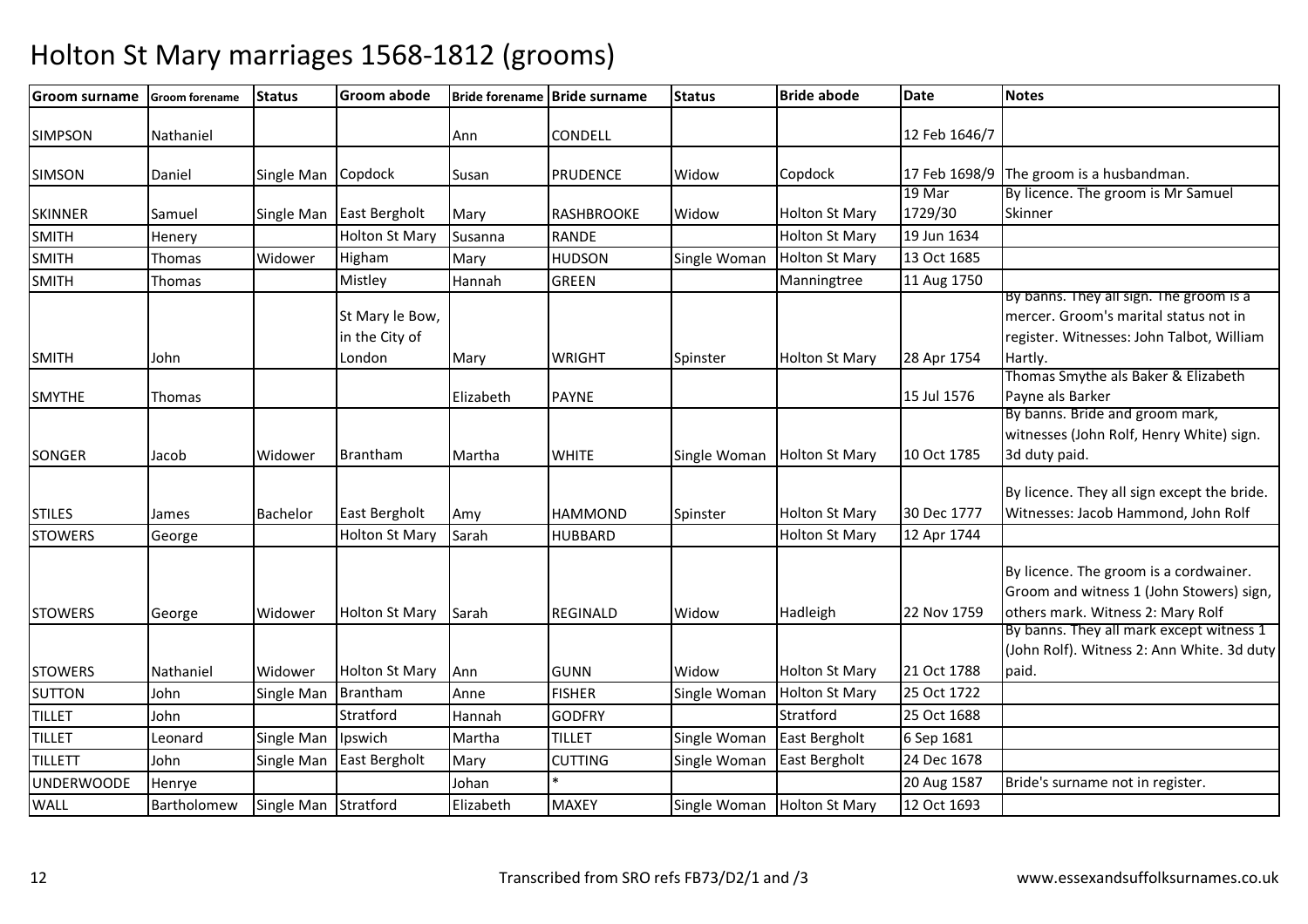# Holton St Mary marriages 1568-1812 (grooms)

| Groom surname | Groom forename | Status | Groom abode | Bride forename | Bride surname | Status | Bride abode | Date | Notes |
|---|---|---|---|---|---|---|---|---|---|
| SIMPSON | Nathaniel | | | Ann | CONDELL | | | 12 Feb 1646/7 | |
| SIMSON | Daniel | Single Man | Copdock | Susan | PRUDENCE | Widow | Copdock | 17 Feb 1698/9 | The groom is a husbandman. |
| SKINNER | Samuel | Single Man | East Bergholt | Mary | RASHBROOKE | Widow | Holton St Mary | 19 Mar 1729/30 | By licence. The groom is Mr Samuel Skinner |
| SMITH | Henery | | Holton St Mary | Susanna | RANDE | | Holton St Mary | 19 Jun 1634 | |
| SMITH | Thomas | Widower | Higham | Mary | HUDSON | Single Woman | Holton St Mary | 13 Oct 1685 | |
| SMITH | Thomas | | Mistley | Hannah | GREEN | | Manningtree | 11 Aug 1750 | |
| SMITH | John | | St Mary le Bow, in the City of London | Mary | WRIGHT | Spinster | Holton St Mary | 28 Apr 1754 | By banns. They all sign. The groom is a mercer. Groom's marital status not in register. Witnesses: John Talbot, William Hartly. |
| SMYTHE | Thomas | | | Elizabeth | PAYNE | | | 15 Jul 1576 | Thomas Smythe als Baker & Elizabeth Payne als Barker |
| SONGER | Jacob | Widower | Brantham | Martha | WHITE | Single Woman | Holton St Mary | 10 Oct 1785 | By banns. Bride and groom mark, witnesses (John Rolf, Henry White) sign. 3d duty paid. |
| STILES | James | Bachelor | East Bergholt | Amy | HAMMOND | Spinster | Holton St Mary | 30 Dec 1777 | By licence. They all sign except the bride. Witnesses: Jacob Hammond, John Rolf |
| STOWERS | George | | Holton St Mary | Sarah | HUBBARD | | Holton St Mary | 12 Apr 1744 | |
| STOWERS | George | Widower | Holton St Mary | Sarah | REGINALD | Widow | Hadleigh | 22 Nov 1759 | By licence. The groom is a cordwainer. Groom and witness 1 (John Stowers) sign, others mark. Witness 2: Mary Rolf |
| STOWERS | Nathaniel | Widower | Holton St Mary | Ann | GUNN | Widow | Holton St Mary | 21 Oct 1788 | By banns. They all mark except witness 1 (John Rolf). Witness 2: Ann White. 3d duty paid. |
| SUTTON | John | Single Man | Brantham | Anne | FISHER | Single Woman | Holton St Mary | 25 Oct 1722 | |
| TILLET | John | | Stratford | Hannah | GODFRY | | Stratford | 25 Oct 1688 | |
| TILLET | Leonard | Single Man | Ipswich | Martha | TILLET | Single Woman | East Bergholt | 6 Sep 1681 | |
| TILLETT | John | Single Man | East Bergholt | Mary | CUTTING | Single Woman | East Bergholt | 24 Dec 1678 | |
| UNDERWOODE | Henrye | | | Johan | * | | | 20 Aug 1587 | Bride's surname not in register. |
| WALL | Bartholomew | Single Man | Stratford | Elizabeth | MAXEY | Single Woman | Holton St Mary | 12 Oct 1693 | |

Transcribed from SRO refs FB73/D2/1 and /3 www.essexandsuffolksurnames.co.uk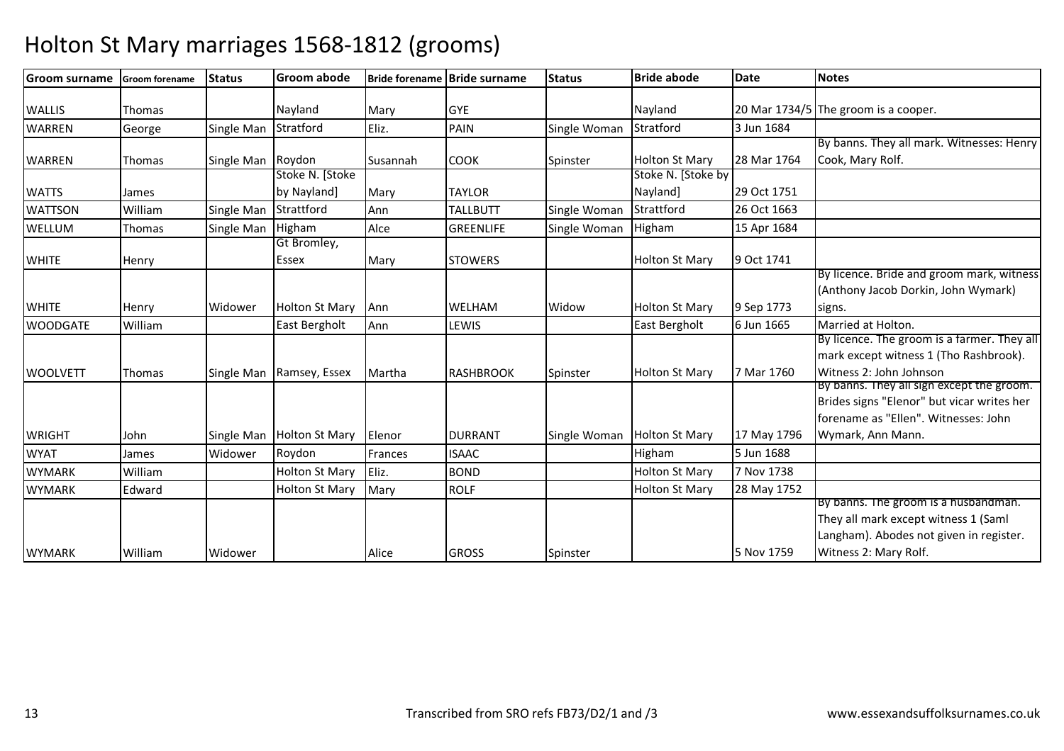# Holton St Mary marriages 1568-1812 (grooms)

| Groom surname | Groom forename | Status | Groom abode | Bride forename | Bride surname | Status | Bride abode | Date | Notes |
|---|---|---|---|---|---|---|---|---|---|
| WALLIS | Thomas | | Nayland | Mary | GYE | | Nayland | 20 Mar 1734/5 | The groom is a cooper. |
| WARREN | George | Single Man | Stratford | Eliz. | PAIN | Single Woman | Stratford | 3 Jun 1684 | |
| WARREN | Thomas | Single Man | Roydon | Susannah | COOK | Spinster | Holton St Mary | 28 Mar 1764 | By banns. They all mark. Witnesses: Henry Cook, Mary Rolf. |
| WATTS | James | | Stoke N. [Stoke by Nayland] | Mary | TAYLOR | | Stoke N. [Stoke by Nayland] | 29 Oct 1751 | |
| WATTSON | William | Single Man | Strattford | Ann | TALLBUTT | Single Woman | Strattford | 26 Oct 1663 | |
| WELLUM | Thomas | Single Man | Higham | Alce | GREENLIFE | Single Woman | Higham | 15 Apr 1684 | |
| WHITE | Henry | | Gt Bromley, Essex | Mary | STOWERS | | Holton St Mary | 9 Oct 1741 | |
| WHITE | Henry | Widower | Holton St Mary | Ann | WELHAM | Widow | Holton St Mary | 9 Sep 1773 | By licence. Bride and groom mark, witness (Anthony Jacob Dorkin, John Wymark) signs. |
| WOODGATE | William | | East Bergholt | Ann | LEWIS | | East Bergholt | 6 Jun 1665 | Married at Holton. |
| WOOLVETT | Thomas | Single Man | Ramsey, Essex | Martha | RASHBROOK | Spinster | Holton St Mary | 7 Mar 1760 | By licence. The groom is a farmer. They all mark except witness 1 (Tho Rashbrook). Witness 2: John Johnson |
| WRIGHT | John | Single Man | Holton St Mary | Elenor | DURRANT | Single Woman | Holton St Mary | 17 May 1796 | By banns. They all sign except the groom. Brides signs "Elenor" but vicar writes her forename as "Ellen". Witnesses: John Wymark, Ann Mann. |
| WYAT | James | Widower | Roydon | Frances | ISAAC | | Higham | 5 Jun 1688 | |
| WYMARK | William | | Holton St Mary | Eliz. | BOND | | Holton St Mary | 7 Nov 1738 | |
| WYMARK | Edward | | Holton St Mary | Mary | ROLF | | Holton St Mary | 28 May 1752 | |
| WYMARK | William | Widower | | Alice | GROSS | Spinster | | 5 Nov 1759 | By banns. The groom is a husbandman. They all mark except witness 1 (Saml Langham). Abodes not given in register. Witness 2: Mary Rolf. |

Transcribed from SRO refs FB73/D2/1 and /3

www.essexandsuffolksurnames.co.uk